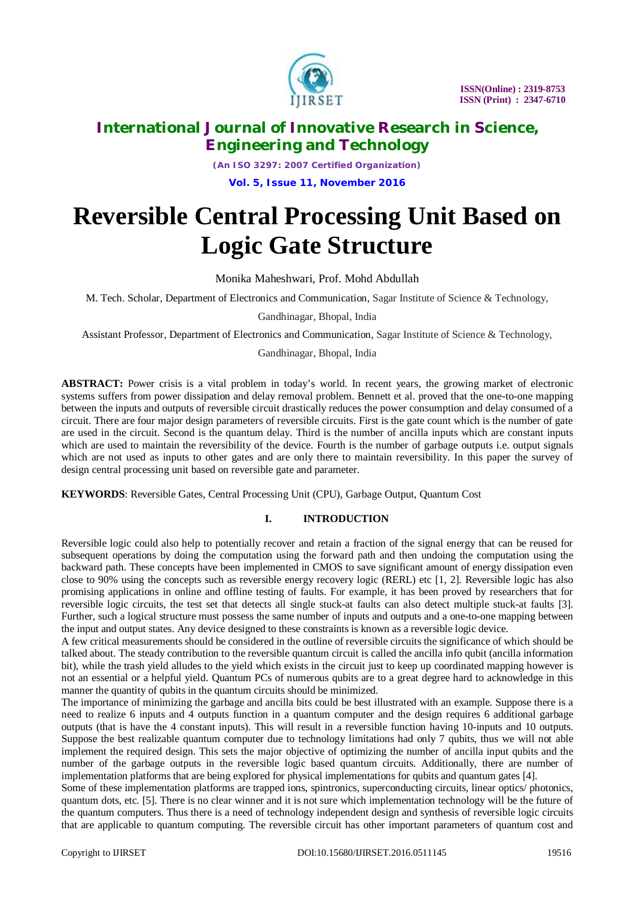# Reversible Central Processing Unit Based on Logic Gate Structure

Monika Maheshwari, Prof. Mohd Abdullah

M. Tech. Scholar, Department of Electronics and Communication, Sagar Institute of Science & Technology, Gandhinagar, Bhopal, India

Assistant Professor, Department of Electronics and Communication, Sagar Institute of Science & Technology, Gandhinagar, Bhopal, India

**ABSTRACT:** Power crisis is a vital problem in today's world. In recent years, the growing market of electronic systems suffers from power dissipation and delay removal problem. Bennett et al. proved that the one-to-one mapping between the inputs and outputs of reversible circuit drastically reduces the power consumption and delay consumed of a circuit. There are four major design parameters of reversible circuits. First is the gate count which is the number of gate are used in the circuit. Second is the quantum delay. Third is the number of ancilla inputs which are constant inputs which are used to maintain the reversibility of the device. Fourth is the number of garbage outputs i.e. output signals which are not used as inputs to other gates and are only there to maintain reversibility. In this paper the survey of design central processing unit based on reversible gate and parameter.

**KEYWORDS**: Reversible Gates, Central Processing Unit (CPU), Garbage Output, Quantum Cost

## I. INTRODUCTION

Reversible logic could also help to potentially recover and retain a fraction of the signal energy that can be reused for subsequent operations by doing the computation using the forward path and then undoing the computation using the backward path. These concepts have been implemented in CMOS to save significant amount of energy dissipation even close to 90% using the concepts such as reversible energy recovery logic (RERL) etc [1, 2]. Reversible logic has also promising applications in online and offline testing of faults. For example, it has been proved by researchers that for reversible logic circuits, the test set that detects all single stuck-at faults can also detect multiple stuck-at faults [3]. Further, such a logical structure must possess the same number of inputs and outputs and a one-to-one mapping between the input and output states. Any device designed to these constraints is known as a reversible logic device.

A few critical measurements should be considered in the outline of reversible circuits the significance of which should be talked about. The steady contribution to the reversible quantum circuit is called the ancilla info qubit (ancilla information bit), while the trash yield alludes to the yield which exists in the circuit just to keep up coordinated mapping however is not an essential or a helpful yield. Quantum PCs of numerous qubits are to a great degree hard to acknowledge in this manner the quantity of qubits in the quantum circuits should be minimized.

The importance of minimizing the garbage and ancilla bits could be best illustrated with an example. Suppose there is a need to realize 6 inputs and 4 outputs function in a quantum computer and the design requires 6 additional garbage outputs (that is have the 4 constant inputs). This will result in a reversible function having 10-inputs and 10 outputs. Suppose the best realizable quantum computer due to technology limitations had only 7 qubits, thus we will not able implement the required design. This sets the major objective of optimizing the number of ancilla input qubits and the number of the garbage outputs in the reversible logic based quantum circuits. Additionally, there are number of implementation platforms that are being explored for physical implementations for qubits and quantum gates [4].

Some of these implementation platforms are trapped ions, spintronics, superconducting circuits, linear optics/ photonics, quantum dots, etc. [5]. There is no clear winner and it is not sure which implementation technology will be the future of the quantum computers. Thus there is a need of technology independent design and synthesis of reversible logic circuits that are applicable to quantum computing. The reversible circuit has other important parameters of quantum cost and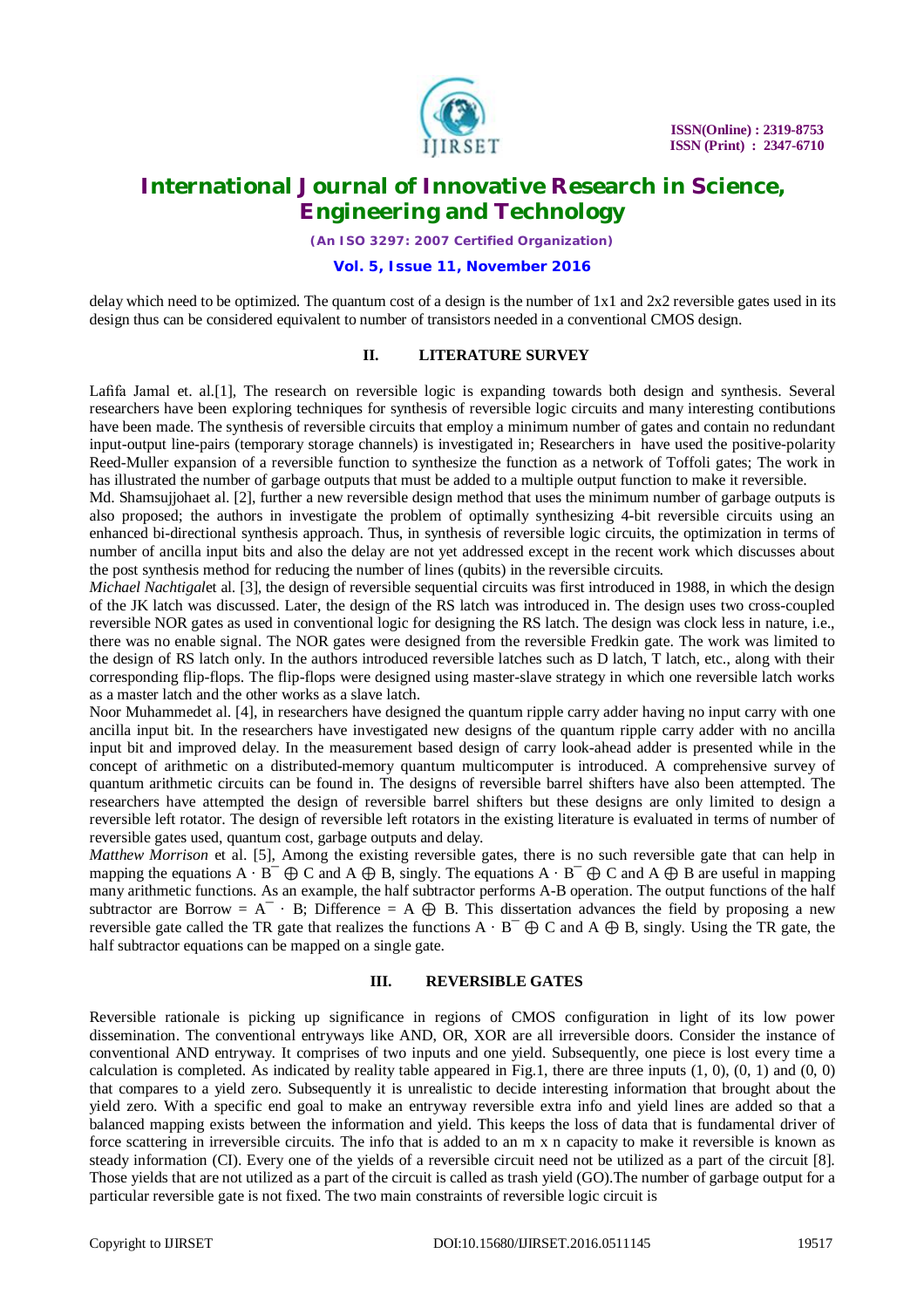delay which need to be optimized. The quantum cost of a design is the number of 1x1 and 2x2 reversible gates used in its design thus can be considered equivalent to number of transistors needed in a conventional CMOS design.

## II. LITERATURE SURVEY

Lafifa Jamal et. al.[1], The research on reversible logic is expanding towards both design and synthesis. Several researchers have been exploring techniques for synthesis of reversible logic circuits and many interesting contibutions have been made. The synthesis of reversible circuits that employ a minimum number of gates and contain no redundant input-output line-pairs (temporary storage channels) is investigated in; Researchers in have used the positive-polarity Reed-Muller expansion of a reversible function to synthesize the function as a network of Toffoli gates; The work in has illustrated the number of garbage outputs that must be added to a multiple output function to make it reversible.

Md. Shamsujjohaet al. [2], further a new reversible design method that uses the minimum number of garbage outputs is also proposed; the authors in investigate the problem of optimally synthesizing 4-bit reversible circuits using an enhanced bi-directional synthesis approach. Thus, in synthesis of reversible logic circuits, the optimization in terms of number of ancilla input bits and also the delay are not yet addressed except in the recent work which discusses about the post synthesis method for reducing the number of lines (qubits) in the reversible circuits.

*Michael Nachtigal*et al. [3], the design of reversible sequential circuits was first introduced in 1988, in which the design of the JK latch was discussed. Later, the design of the RS latch was introduced in. The design uses two cross-coupled reversible NOR gates as used in conventional logic for designing the RS latch. The design was clock less in nature, i.e., there was no enable signal. The NOR gates were designed from the reversible Fredkin gate. The work was limited to the design of RS latch only. In the authors introduced reversible latches such as D latch, T latch, etc., along with their corresponding flip-flops. The flip-flops were designed using master-slave strategy in which one reversible latch works as a master latch and the other works as a slave latch.

Noor Muhammedet al. [4], in researchers have designed the quantum ripple carry adder having no input carry with one ancilla input bit. In the researchers have investigated new designs of the quantum ripple carry adder with no ancilla input bit and improved delay. In the measurement based design of carry look-ahead adder is presented while in the concept of arithmetic on a distributed-memory quantum multicomputer is introduced. A comprehensive survey of quantum arithmetic circuits can be found in. The designs of reversible barrel shifters have also been attempted. The researchers have attempted the design of reversible barrel shifters but these designs are only limited to design a reversible left rotator. The design of reversible left rotators in the existing literature is evaluated in terms of number of reversible gates used, quantum cost, garbage outputs and delay.

*Matthew Morrison* et al. [5], Among the existing reversible gates, there is no such reversible gate that can help in mapping the equations $A \cdot \bar{B} \oplus C$ and $A \oplus B$, singly. The equations $A \cdot \bar{B} \oplus C$ and $A \oplus B$ are useful in mapping many arithmetic functions. As an example, the half subtractor performs A-B operation. The output functions of the half subtractor are Borrow = $\bar{A} \cdot B$; Difference = $A \oplus B$. This dissertation advances the field by proposing a new reversible gate called the TR gate that realizes the functions $A \cdot \bar{B} \oplus C$ and $A \oplus B$, singly. Using the TR gate, the half subtractor equations can be mapped on a single gate.

## III. REVERSIBLE GATES

Reversible rationale is picking up significance in regions of CMOS configuration in light of its low power dissemination. The conventional entryways like AND, OR, XOR are all irreversible doors. Consider the instance of conventional AND entryway. It comprises of two inputs and one yield. Subsequently, one piece is lost every time a calculation is completed. As indicated by reality table appeared in Fig.1, there are three inputs (1, 0), (0, 1) and (0, 0) that compares to a yield zero. Subsequently it is unrealistic to decide interesting information that brought about the yield zero. With a specific end goal to make an entryway reversible extra info and yield lines are added so that a balanced mapping exists between the information and yield. This keeps the loss of data that is fundamental driver of force scattering in irreversible circuits. The info that is added to an m x n capacity to make it reversible is known as steady information (CI). Every one of the yields of a reversible circuit need not be utilized as a part of the circuit [8]. Those yields that are not utilized as a part of the circuit is called as trash yield (GO).The number of garbage output for a particular reversible gate is not fixed. The two main constraints of reversible logic circuit is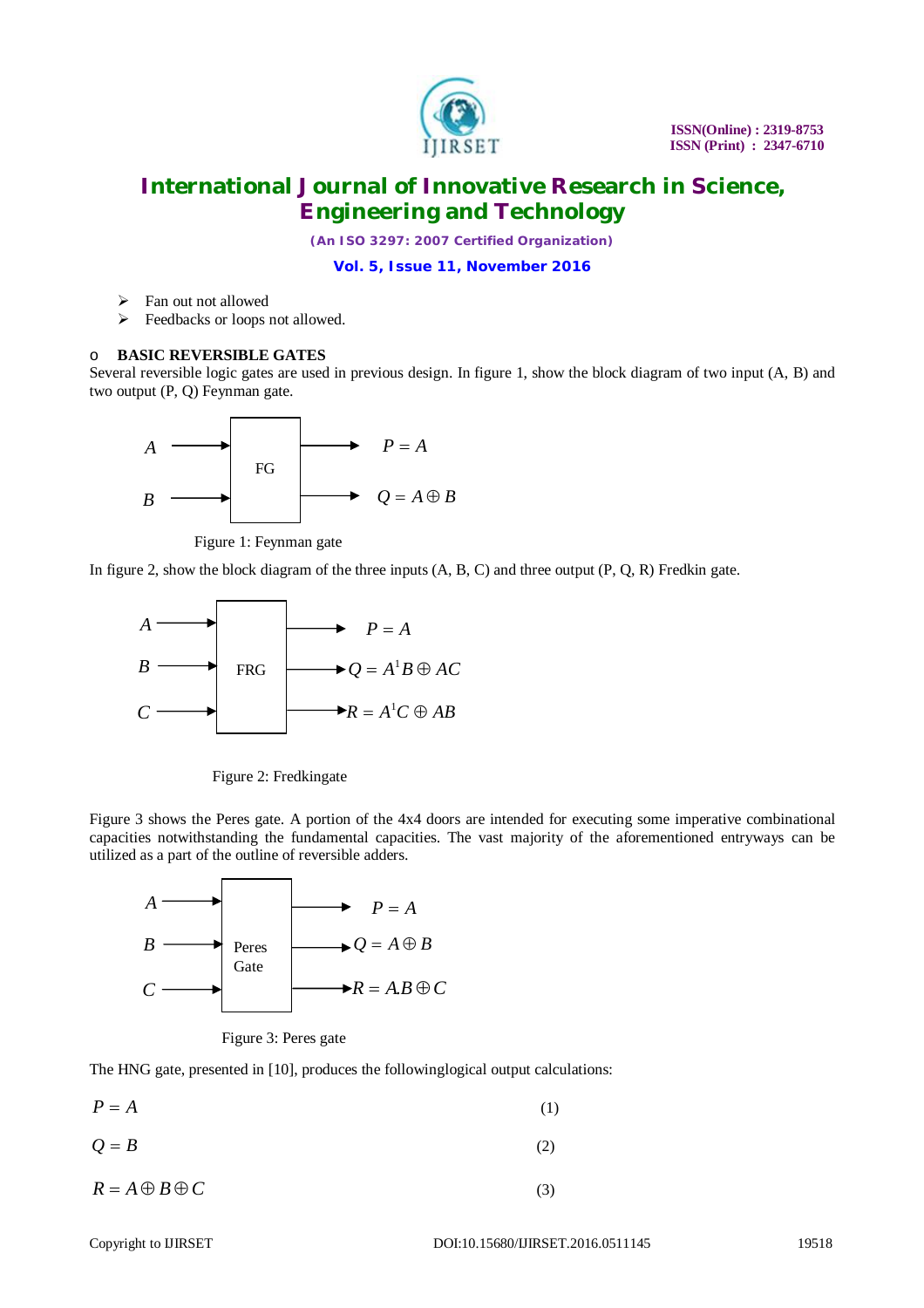- Fan out not allowed
- Feedbacks or loops not allowed.

### o BASIC REVERSIBLE GATES

Several reversible logic gates are used in previous design. In figure 1, show the block diagram of two input (A, B) and two output (P, Q) Feynman gate.

$A \rightarrow$ FG $\rightarrow P = A$

$B \rightarrow$ FG $\rightarrow Q = A \oplus B$

Figure 1: Feynman gate

In figure 2, show the block diagram of the three inputs (A, B, C) and three output (P, Q, R) Fredkin gate.

$A \rightarrow$ FRG $\rightarrow P = A$

$B \rightarrow$ FRG $\rightarrow Q = A^1 B \oplus AC$

$C \rightarrow$ FRG $\rightarrow R = A^1 C \oplus AB$

Figure 2: Fredkingate

Figure 3 shows the Peres gate. A portion of the 4x4 doors are intended for executing some imperative combinational capacities notwithstanding the fundamental capacities. The vast majority of the aforementioned entryways can be utilized as a part of the outline of reversible adders.

$A \rightarrow$ Peres Gate $\rightarrow P = A$

$B \rightarrow$ Peres Gate $\rightarrow Q = A \oplus B$

$C \rightarrow$ Peres Gate $\rightarrow R = A.B \oplus C$

Figure 3: Peres gate

The HNG gate, presented in [10], produces the followinglogical output calculations:

$$P = A \tag{1}$$

$$Q = B \tag{2}$$

$$R = A \oplus B \oplus C \tag{3}$$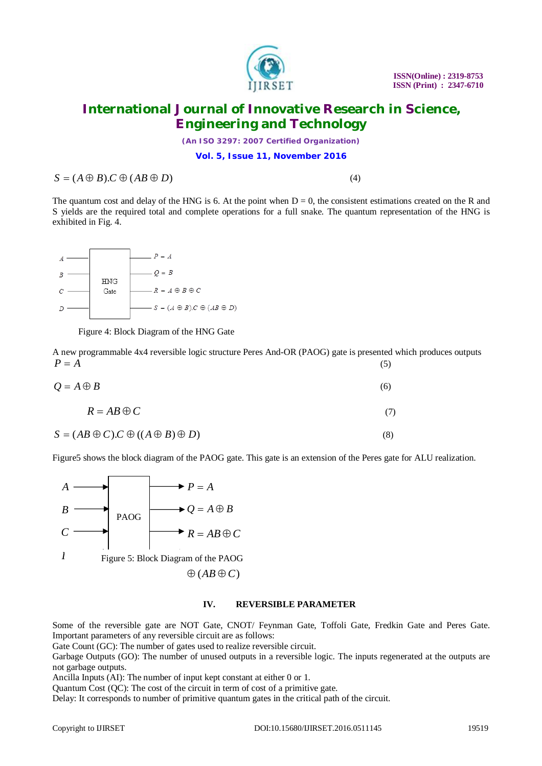$$S = (A \oplus B).C \oplus (AB \oplus D) \quad (4)$$

The quantum cost and delay of the HNG is 6. At the point when D = 0, the consistent estimations created on the R and S yields are the required total and complete operations for a full snake. The quantum representation of the HNG is exhibited in Fig. 4.

A | HNG Gate | $P = A$
B | | $Q = B$
C | | $R = A \oplus B \oplus C$
D | | $S = (A \oplus B).C \oplus (AB \oplus D)$

Figure 4: Block Diagram of the HNG Gate

A new programmable 4x4 reversible logic structure Peres And-OR (PAOG) gate is presented which produces outputs

$$P = A \quad (5)$$

$$Q = A \oplus B \quad (6)$$

$$R = AB \oplus C \quad (7)$$

$$S = (AB \oplus C).C \oplus ((A \oplus B) \oplus D) \quad (8)$$

Figure5 shows the block diagram of the PAOG gate. This gate is an extension of the Peres gate for ALU realization.

A → PAOG → $P = A$
B → → $Q = A \oplus B$
C → → $R = AB \oplus C$
1

Figure 5: Block Diagram of the PAOG

$\oplus (AB \oplus C)$

## IV. REVERSIBLE PARAMETER

Some of the reversible gate are NOT Gate, CNOT/ Feynman Gate, Toffoli Gate, Fredkin Gate and Peres Gate. Important parameters of any reversible circuit are as follows:
Gate Count (GC): The number of gates used to realize reversible circuit.
Garbage Outputs (GO): The number of unused outputs in a reversible logic. The inputs regenerated at the outputs are not garbage outputs.
Ancilla Inputs (AI): The number of input kept constant at either 0 or 1.
Quantum Cost (QC): The cost of the circuit in term of cost of a primitive gate.
Delay: It corresponds to number of primitive quantum gates in the critical path of the circuit.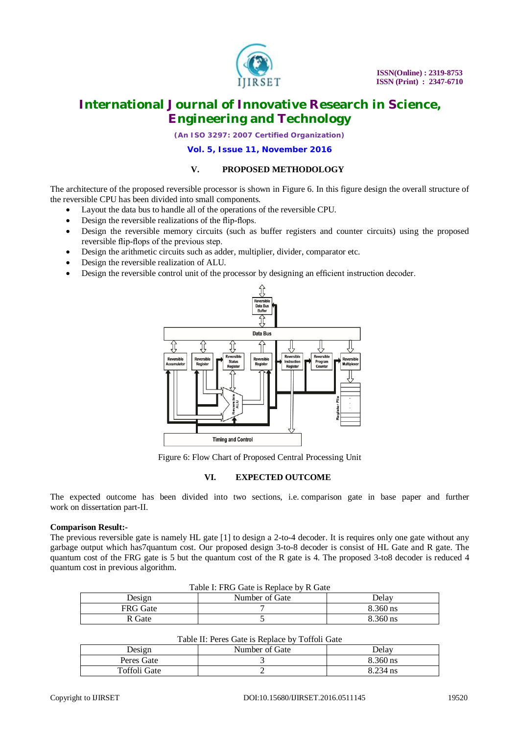## V. PROPOSED METHODOLOGY

The architecture of the proposed reversible processor is shown in Figure 6. In this figure design the overall structure of the reversible CPU has been divided into small components.

- Layout the data bus to handle all of the operations of the reversible CPU.
- Design the reversible realizations of the flip-flops.
- Design the reversible memory circuits (such as buffer registers and counter circuits) using the proposed reversible flip-flops of the previous step.
- Design the arithmetic circuits such as adder, multiplier, divider, comparator etc.
- Design the reversible realization of ALU.
- Design the reversible control unit of the processor by designing an efficient instruction decoder.

Figure 6: Flow Chart of Proposed Central Processing Unit

## VI. EXPECTED OUTCOME

The expected outcome has been divided into two sections, i.e. comparison gate in base paper and further work on dissertation part-II.

**Comparison Result:-**

The previous reversible gate is namely HL gate [1] to design a 2-to-4 decoder. It is requires only one gate without any garbage output which has7quantum cost. Our proposed design 3-to-8 decoder is consist of HL Gate and R gate. The quantum cost of the FRG gate is 5 but the quantum cost of the R gate is 4. The proposed 3-to8 decoder is reduced 4 quantum cost in previous algorithm.

Table I: FRG Gate is Replace by R Gate

| Design | Number of Gate | Delay |
|---|---|---|
| FRG Gate | 7 | 8.360 ns |
| R Gate | 5 | 8.360 ns |

Table II: Peres Gate is Replace by Toffoli Gate

| Design | Number of Gate | Delay |
|---|---|---|
| Peres Gate | 3 | 8.360 ns |
| Toffoli Gate | 2 | 8.234 ns |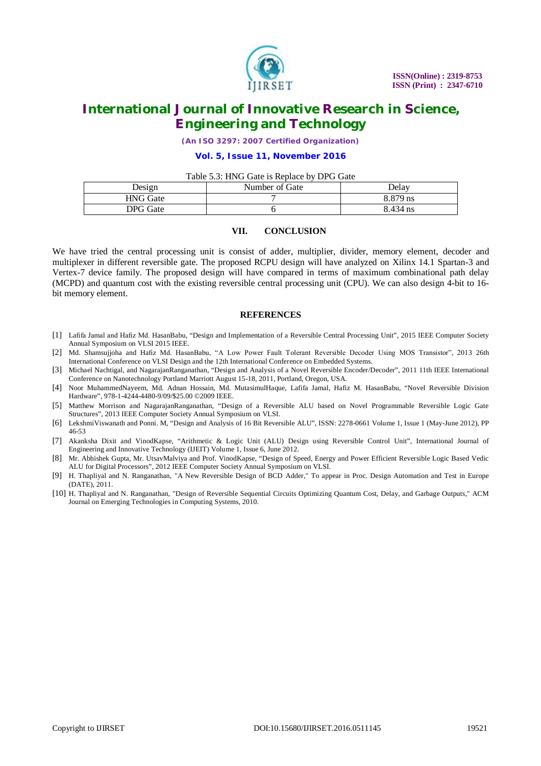Table 5.3: HNG Gate is Replace by DPG Gate

| Design | Number of Gate | Delay |
|---|---|---|
| HNG Gate | 7 | 8.879 ns |
| DPG Gate | 6 | 8.434 ns |

## VII. CONCLUSION

We have tried the central processing unit is consist of adder, multiplier, divider, memory element, decoder and multiplexer in different reversible gate. The proposed RCPU design will have analyzed on Xilinx 14.1 Spartan-3 and Vertex-7 device family. The proposed design will have compared in terms of maximum combinational path delay (MCPD) and quantum cost with the existing reversible central processing unit (CPU). We can also design 4-bit to 16-bit memory element.

## REFERENCES

[1] Lafifa Jamal and Hafiz Md. HasanBabu, "Design and Implementation of a Reversible Central Processing Unit", 2015 IEEE Computer Society Annual Symposium on VLSI 2015 IEEE.

[2] Md. Shamsujjoha and Hafiz Md. HasanBabu, "A Low Power Fault Tolerant Reversible Decoder Using MOS Transistor", 2013 26th International Conference on VLSI Design and the 12th International Conference on Embedded Systems.

[3] Michael Nachtigal, and NagarajanRanganathan, "Design and Analysis of a Novel Reversible Encoder/Decoder", 2011 11th IEEE International Conference on Nanotechnology Portland Marriott August 15-18, 2011, Portland, Oregon, USA.

[4] Noor MuhammedNayeem, Md. Adnan Hossain, Md. MutasimulHaque, Lafifa Jamal, Hafiz M. HasanBabu, "Novel Reversible Division Hardware", 978-1-4244-4480-9/09/$25.00 ©2009 IEEE.

[5] Matthew Morrison and NagarajanRanganathan, "Design of a Reversible ALU based on Novel Programmable Reversible Logic Gate Structures", 2013 IEEE Computer Society Annual Symposium on VLSI.

[6] LekshmiViswanath and Ponni. M, "Design and Analysis of 16 Bit Reversible ALU", ISSN: 2278-0661 Volume 1, Issue 1 (May-June 2012), PP 46-53

[7] Akanksha Dixit and VinodKapse, "Arithmetic & Logic Unit (ALU) Design using Reversible Control Unit", International Journal of Engineering and Innovative Technology (IJEIT) Volume 1, Issue 6, June 2012.

[8] Mr. Abhishek Gupta, Mr. UtsavMalviya and Prof. VinodKapse, "Design of Speed, Energy and Power Efficient Reversible Logic Based Vedic ALU for Digital Processors", 2012 IEEE Computer Society Annual Symposium on VLSI.

[9] H. Thapliyal and N. Ranganathan, "A New Reversible Design of BCD Adder," To appear in Proc. Design Automation and Test in Europe (DATE), 2011.

[10] H. Thapliyal and N. Ranganathan, "Design of Reversible Sequential Circuits Optimizing Quantum Cost, Delay, and Garbage Outputs," ACM Journal on Emerging Technologies in Computing Systems, 2010.